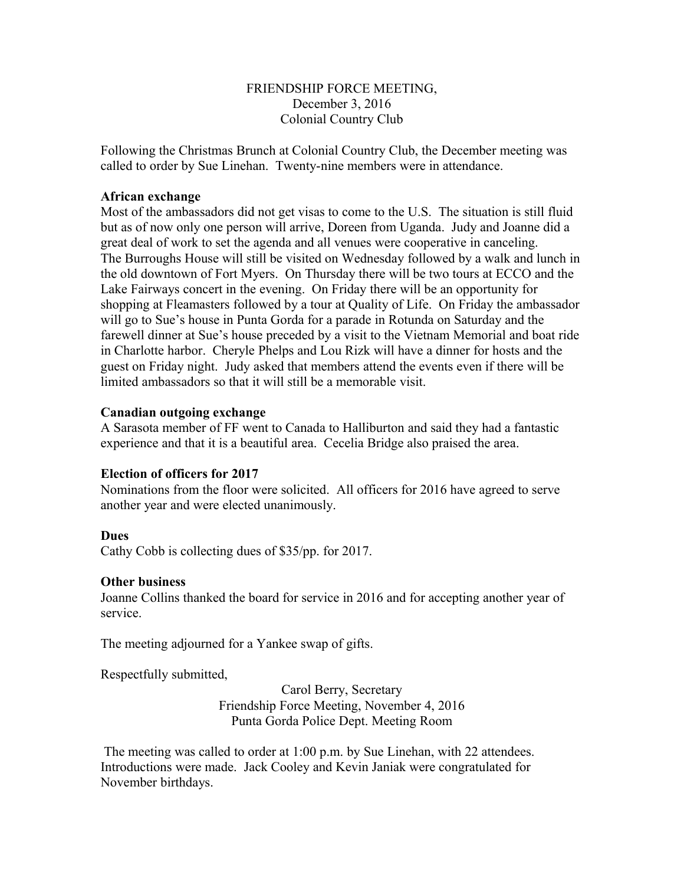# FRIENDSHIP FORCE MEETING,
December 3, 2016
Colonial Country Club

Following the Christmas Brunch at Colonial Country Club, the December meeting was called to order by Sue Linehan. Twenty-nine members were in attendance.

**African exchange**

Most of the ambassadors did not get visas to come to the U.S. The situation is still fluid but as of now only one person will arrive, Doreen from Uganda. Judy and Joanne did a great deal of work to set the agenda and all venues were cooperative in canceling. The Burroughs House will still be visited on Wednesday followed by a walk and lunch in the old downtown of Fort Myers. On Thursday there will be two tours at ECCO and the Lake Fairways concert in the evening. On Friday there will be an opportunity for shopping at Fleamasters followed by a tour at Quality of Life. On Friday the ambassador will go to Sue's house in Punta Gorda for a parade in Rotunda on Saturday and the farewell dinner at Sue's house preceded by a visit to the Vietnam Memorial and boat ride in Charlotte harbor. Cheryle Phelps and Lou Rizk will have a dinner for hosts and the guest on Friday night. Judy asked that members attend the events even if there will be limited ambassadors so that it will still be a memorable visit.

**Canadian outgoing exchange**

A Sarasota member of FF went to Canada to Halliburton and said they had a fantastic experience and that it is a beautiful area. Cecelia Bridge also praised the area.

**Election of officers for 2017**

Nominations from the floor were solicited. All officers for 2016 have agreed to serve another year and were elected unanimously.

**Dues**

Cathy Cobb is collecting dues of $35/pp. for 2017.

**Other business**

Joanne Collins thanked the board for service in 2016 and for accepting another year of service.

The meeting adjourned for a Yankee swap of gifts.

Respectfully submitted,

Carol Berry, Secretary

# Friendship Force Meeting, November 4, 2016
Punta Gorda Police Dept. Meeting Room

The meeting was called to order at 1:00 p.m. by Sue Linehan, with 22 attendees. Introductions were made. Jack Cooley and Kevin Janiak were congratulated for November birthdays.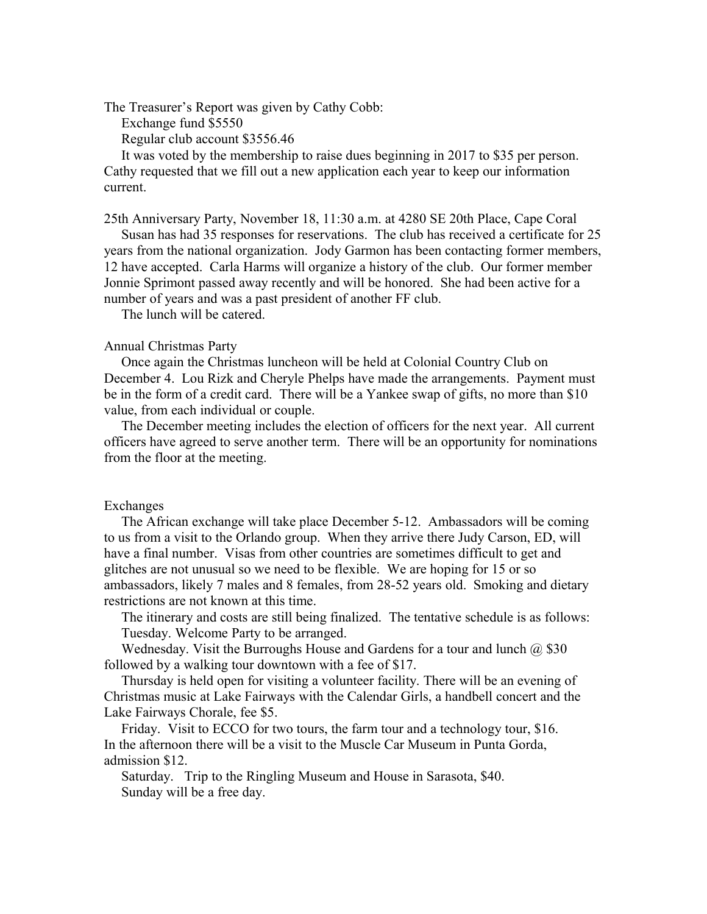The Treasurer's Report was given by Cathy Cobb:

Exchange fund $5550

Regular club account $3556.46

It was voted by the membership to raise dues beginning in 2017 to $35 per person. Cathy requested that we fill out a new application each year to keep our information current.

25th Anniversary Party, November 18, 11:30 a.m. at 4280 SE 20th Place, Cape Coral

Susan has had 35 responses for reservations. The club has received a certificate for 25 years from the national organization. Jody Garmon has been contacting former members, 12 have accepted. Carla Harms will organize a history of the club. Our former member Jonnie Sprimont passed away recently and will be honored. She had been active for a number of years and was a past president of another FF club.

The lunch will be catered.

Annual Christmas Party

Once again the Christmas luncheon will be held at Colonial Country Club on December 4. Lou Rizk and Cheryle Phelps have made the arrangements. Payment must be in the form of a credit card. There will be a Yankee swap of gifts, no more than $10 value, from each individual or couple.

The December meeting includes the election of officers for the next year. All current officers have agreed to serve another term. There will be an opportunity for nominations from the floor at the meeting.

Exchanges

The African exchange will take place December 5-12. Ambassadors will be coming to us from a visit to the Orlando group. When they arrive there Judy Carson, ED, will have a final number. Visas from other countries are sometimes difficult to get and glitches are not unusual so we need to be flexible. We are hoping for 15 or so ambassadors, likely 7 males and 8 females, from 28-52 years old. Smoking and dietary restrictions are not known at this time.

The itinerary and costs are still being finalized. The tentative schedule is as follows:

Tuesday. Welcome Party to be arranged.

Wednesday. Visit the Burroughs House and Gardens for a tour and lunch @ $30 followed by a walking tour downtown with a fee of $17.

Thursday is held open for visiting a volunteer facility. There will be an evening of Christmas music at Lake Fairways with the Calendar Girls, a handbell concert and the Lake Fairways Chorale, fee $5.

Friday. Visit to ECCO for two tours, the farm tour and a technology tour, $16. In the afternoon there will be a visit to the Muscle Car Museum in Punta Gorda, admission $12.

Saturday. Trip to the Ringling Museum and House in Sarasota, $40.

Sunday will be a free day.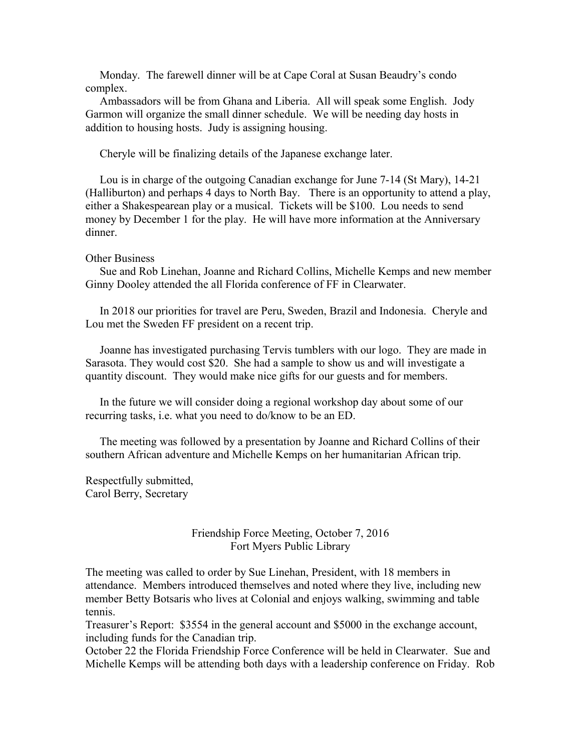Monday. The farewell dinner will be at Cape Coral at Susan Beaudry's condo complex.

Ambassadors will be from Ghana and Liberia. All will speak some English. Jody Garmon will organize the small dinner schedule. We will be needing day hosts in addition to housing hosts. Judy is assigning housing.

Cheryle will be finalizing details of the Japanese exchange later.

Lou is in charge of the outgoing Canadian exchange for June 7-14 (St Mary), 14-21 (Halliburton) and perhaps 4 days to North Bay. There is an opportunity to attend a play, either a Shakespearean play or a musical. Tickets will be $100. Lou needs to send money by December 1 for the play. He will have more information at the Anniversary dinner.

Other Business

Sue and Rob Linehan, Joanne and Richard Collins, Michelle Kemps and new member Ginny Dooley attended the all Florida conference of FF in Clearwater.

In 2018 our priorities for travel are Peru, Sweden, Brazil and Indonesia. Cheryle and Lou met the Sweden FF president on a recent trip.

Joanne has investigated purchasing Tervis tumblers with our logo. They are made in Sarasota. They would cost $20. She had a sample to show us and will investigate a quantity discount. They would make nice gifts for our guests and for members.

In the future we will consider doing a regional workshop day about some of our recurring tasks, i.e. what you need to do/know to be an ED.

The meeting was followed by a presentation by Joanne and Richard Collins of their southern African adventure and Michelle Kemps on her humanitarian African trip.

Respectfully submitted,
Carol Berry, Secretary

## Friendship Force Meeting, October 7, 2016
## Fort Myers Public Library

The meeting was called to order by Sue Linehan, President, with 18 members in attendance. Members introduced themselves and noted where they live, including new member Betty Botsaris who lives at Colonial and enjoys walking, swimming and table tennis.

Treasurer's Report: $3554 in the general account and $5000 in the exchange account, including funds for the Canadian trip.

October 22 the Florida Friendship Force Conference will be held in Clearwater. Sue and Michelle Kemps will be attending both days with a leadership conference on Friday. Rob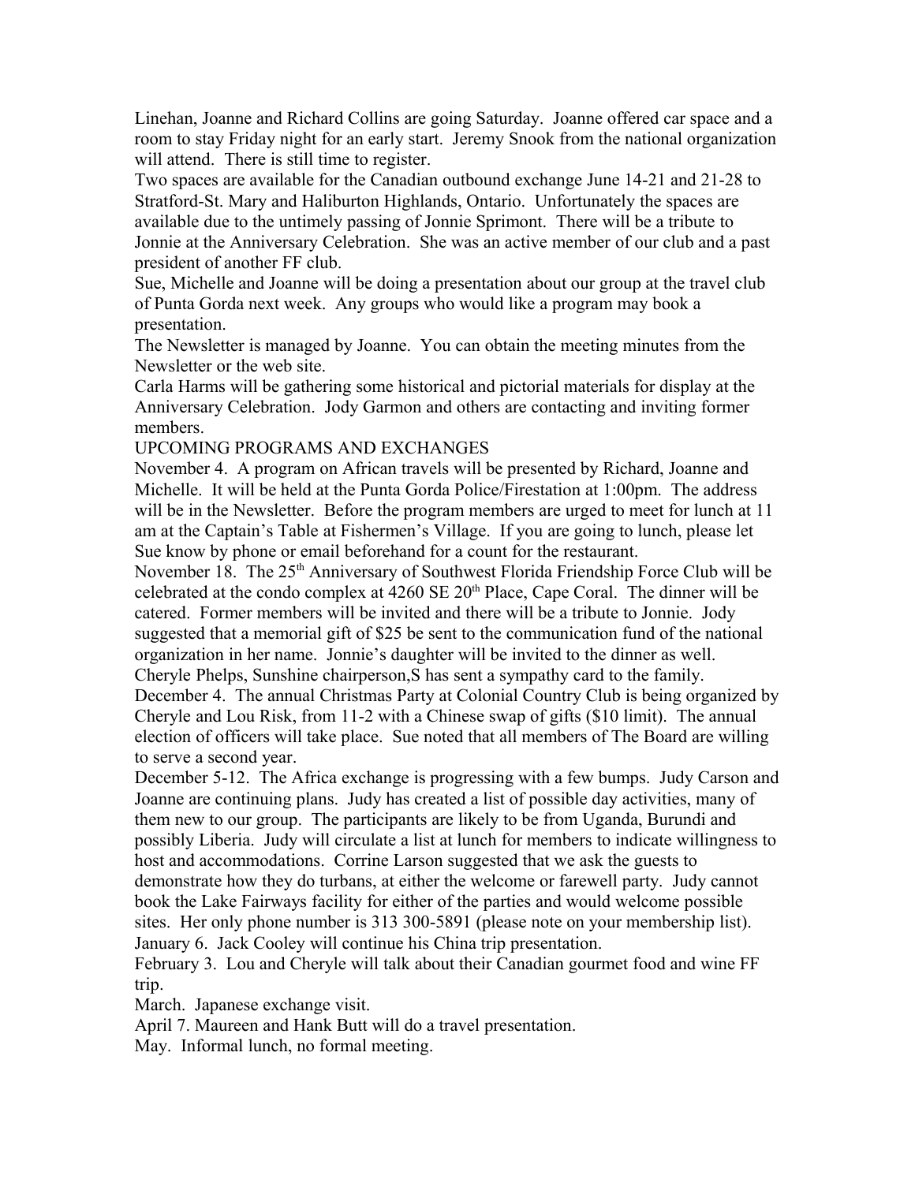Linehan, Joanne and Richard Collins are going Saturday. Joanne offered car space and a room to stay Friday night for an early start. Jeremy Snook from the national organization will attend. There is still time to register.

Two spaces are available for the Canadian outbound exchange June 14-21 and 21-28 to Stratford-St. Mary and Haliburton Highlands, Ontario. Unfortunately the spaces are available due to the untimely passing of Jonnie Sprimont. There will be a tribute to Jonnie at the Anniversary Celebration. She was an active member of our club and a past president of another FF club.

Sue, Michelle and Joanne will be doing a presentation about our group at the travel club of Punta Gorda next week. Any groups who would like a program may book a presentation.

The Newsletter is managed by Joanne. You can obtain the meeting minutes from the Newsletter or the web site.

Carla Harms will be gathering some historical and pictorial materials for display at the Anniversary Celebration. Jody Garmon and others are contacting and inviting former members.

UPCOMING PROGRAMS AND EXCHANGES

November 4. A program on African travels will be presented by Richard, Joanne and Michelle. It will be held at the Punta Gorda Police/Firestation at 1:00pm. The address will be in the Newsletter. Before the program members are urged to meet for lunch at 11 am at the Captain's Table at Fishermen's Village. If you are going to lunch, please let Sue know by phone or email beforehand for a count for the restaurant.

November 18. The 25th Anniversary of Southwest Florida Friendship Force Club will be celebrated at the condo complex at 4260 SE 20th Place, Cape Coral. The dinner will be catered. Former members will be invited and there will be a tribute to Jonnie. Jody suggested that a memorial gift of $25 be sent to the communication fund of the national organization in her name. Jonnie's daughter will be invited to the dinner as well. Cheryle Phelps, Sunshine chairperson,S has sent a sympathy card to the family.

December 4. The annual Christmas Party at Colonial Country Club is being organized by Cheryle and Lou Risk, from 11-2 with a Chinese swap of gifts ($10 limit). The annual election of officers will take place. Sue noted that all members of The Board are willing to serve a second year.

December 5-12. The Africa exchange is progressing with a few bumps. Judy Carson and Joanne are continuing plans. Judy has created a list of possible day activities, many of them new to our group. The participants are likely to be from Uganda, Burundi and possibly Liberia. Judy will circulate a list at lunch for members to indicate willingness to host and accommodations. Corrine Larson suggested that we ask the guests to demonstrate how they do turbans, at either the welcome or farewell party. Judy cannot book the Lake Fairways facility for either of the parties and would welcome possible sites. Her only phone number is 313 300-5891 (please note on your membership list).

January 6. Jack Cooley will continue his China trip presentation.

February 3. Lou and Cheryle will talk about their Canadian gourmet food and wine FF trip.

March. Japanese exchange visit.

April 7. Maureen and Hank Butt will do a travel presentation.

May. Informal lunch, no formal meeting.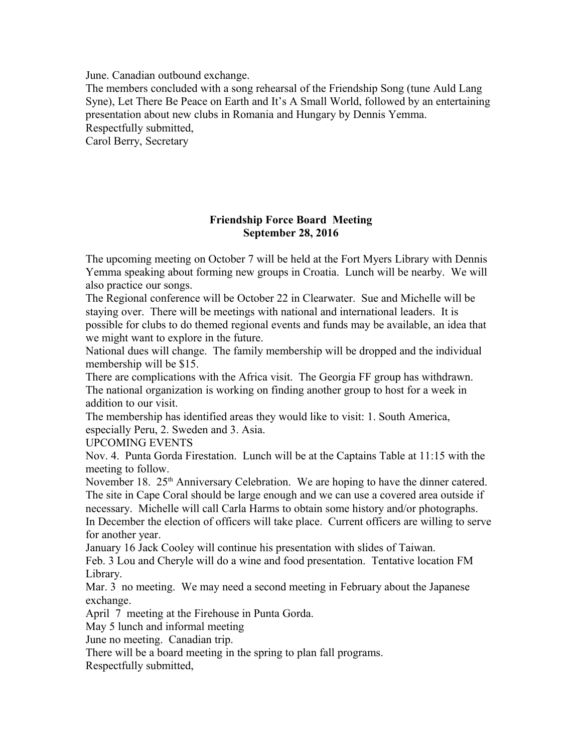June. Canadian outbound exchange.

The members concluded with a song rehearsal of the Friendship Song (tune Auld Lang Syne), Let There Be Peace on Earth and It's A Small World, followed by an entertaining presentation about new clubs in Romania and Hungary by Dennis Yemma.

Respectfully submitted,

Carol Berry, Secretary

**Friendship Force Board Meeting**
**September 28, 2016**

The upcoming meeting on October 7 will be held at the Fort Myers Library with Dennis Yemma speaking about forming new groups in Croatia. Lunch will be nearby. We will also practice our songs.

The Regional conference will be October 22 in Clearwater. Sue and Michelle will be staying over. There will be meetings with national and international leaders. It is possible for clubs to do themed regional events and funds may be available, an idea that we might want to explore in the future.

National dues will change. The family membership will be dropped and the individual membership will be $15.

There are complications with the Africa visit. The Georgia FF group has withdrawn. The national organization is working on finding another group to host for a week in addition to our visit.

The membership has identified areas they would like to visit: 1. South America, especially Peru, 2. Sweden and 3. Asia.

UPCOMING EVENTS

Nov. 4. Punta Gorda Firestation. Lunch will be at the Captains Table at 11:15 with the meeting to follow.

November 18. 25th Anniversary Celebration. We are hoping to have the dinner catered. The site in Cape Coral should be large enough and we can use a covered area outside if necessary. Michelle will call Carla Harms to obtain some history and/or photographs.

In December the election of officers will take place. Current officers are willing to serve for another year.

January 16 Jack Cooley will continue his presentation with slides of Taiwan.

Feb. 3 Lou and Cheryle will do a wine and food presentation. Tentative location FM Library.

Mar. 3 no meeting. We may need a second meeting in February about the Japanese exchange.

April 7 meeting at the Firehouse in Punta Gorda.

May 5 lunch and informal meeting

June no meeting. Canadian trip.

There will be a board meeting in the spring to plan fall programs.

Respectfully submitted,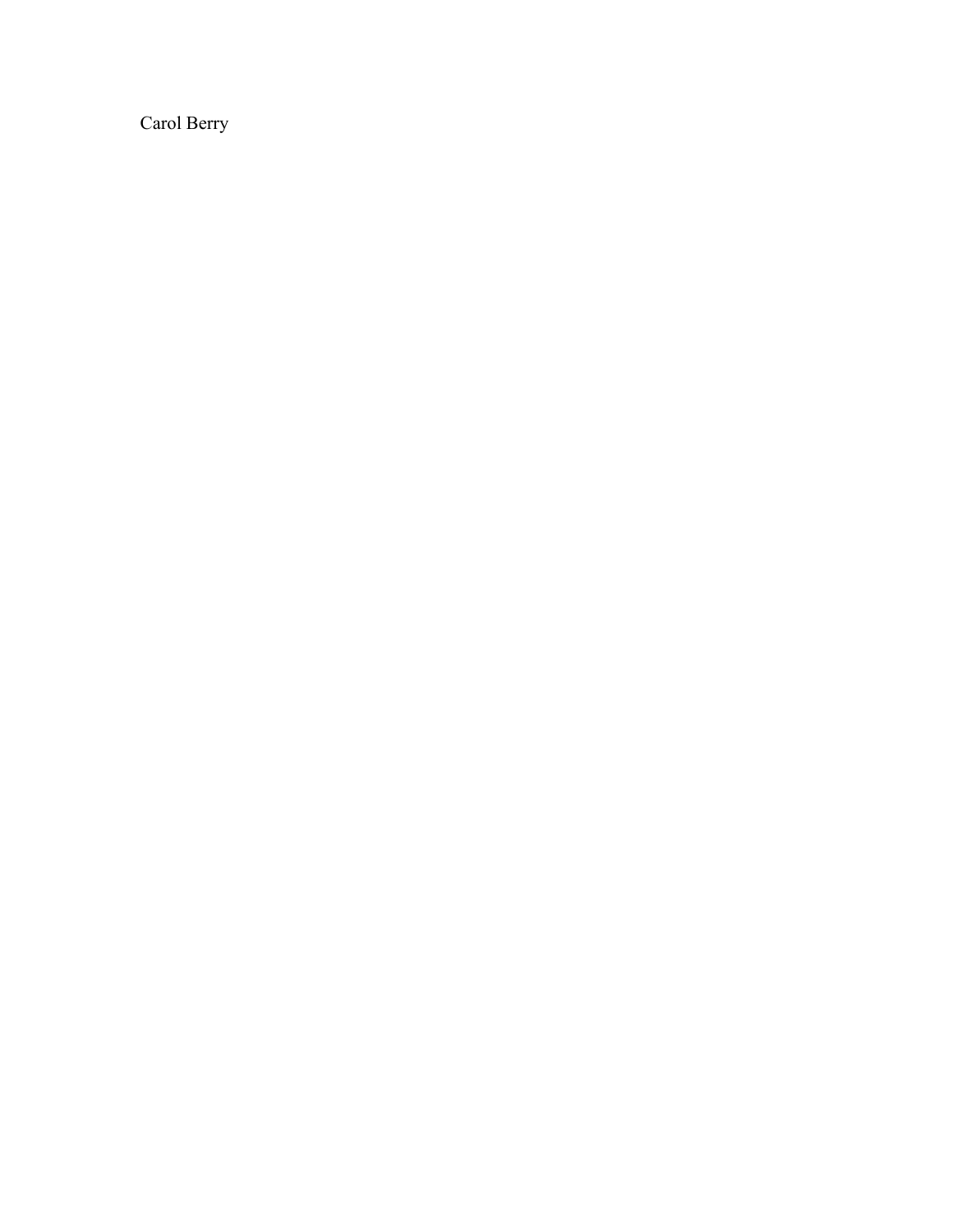Carol Berry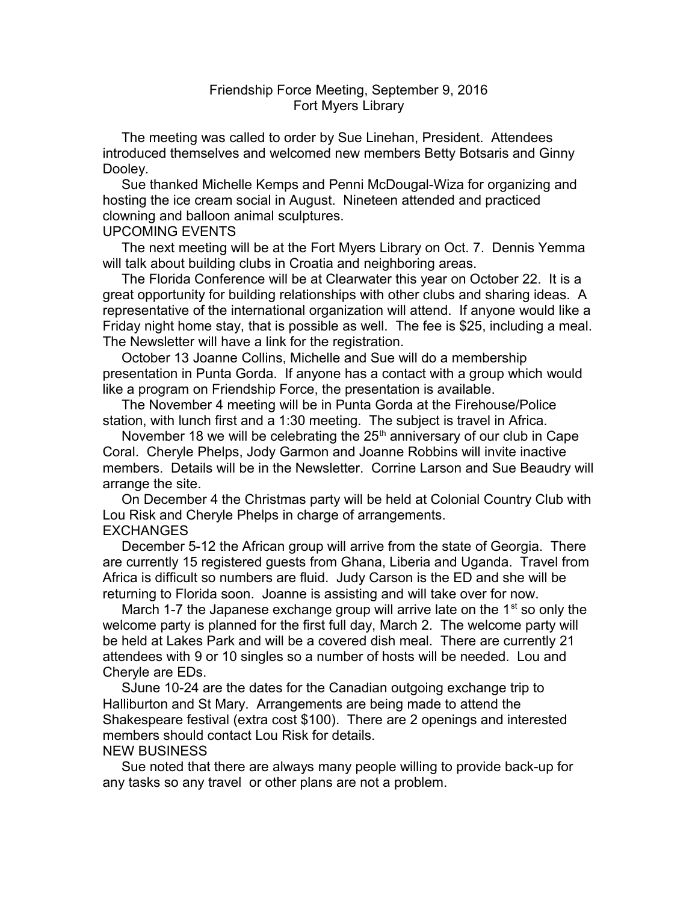# Friendship Force Meeting, September 9, 2016
## Fort Myers Library

The meeting was called to order by Sue Linehan, President. Attendees introduced themselves and welcomed new members Betty Botsaris and Ginny Dooley.

Sue thanked Michelle Kemps and Penni McDougal-Wiza for organizing and hosting the ice cream social in August. Nineteen attended and practiced clowning and balloon animal sculptures.

## UPCOMING EVENTS

The next meeting will be at the Fort Myers Library on Oct. 7. Dennis Yemma will talk about building clubs in Croatia and neighboring areas.

The Florida Conference will be at Clearwater this year on October 22. It is a great opportunity for building relationships with other clubs and sharing ideas. A representative of the international organization will attend. If anyone would like a Friday night home stay, that is possible as well. The fee is $25, including a meal. The Newsletter will have a link for the registration.

October 13 Joanne Collins, Michelle and Sue will do a membership presentation in Punta Gorda. If anyone has a contact with a group which would like a program on Friendship Force, the presentation is available.

The November 4 meeting will be in Punta Gorda at the Firehouse/Police station, with lunch first and a 1:30 meeting. The subject is travel in Africa.

November 18 we will be celebrating the 25th anniversary of our club in Cape Coral. Cheryle Phelps, Jody Garmon and Joanne Robbins will invite inactive members. Details will be in the Newsletter. Corrine Larson and Sue Beaudry will arrange the site.

On December 4 the Christmas party will be held at Colonial Country Club with Lou Risk and Cheryle Phelps in charge of arrangements.

## EXCHANGES

December 5-12 the African group will arrive from the state of Georgia. There are currently 15 registered guests from Ghana, Liberia and Uganda. Travel from Africa is difficult so numbers are fluid. Judy Carson is the ED and she will be returning to Florida soon. Joanne is assisting and will take over for now.

March 1-7 the Japanese exchange group will arrive late on the 1st so only the welcome party is planned for the first full day, March 2. The welcome party will be held at Lakes Park and will be a covered dish meal. There are currently 21 attendees with 9 or 10 singles so a number of hosts will be needed. Lou and Cheryle are EDs.

SJune 10-24 are the dates for the Canadian outgoing exchange trip to Halliburton and St Mary. Arrangements are being made to attend the Shakespeare festival (extra cost $100). There are 2 openings and interested members should contact Lou Risk for details.

## NEW BUSINESS

Sue noted that there are always many people willing to provide back-up for any tasks so any travel or other plans are not a problem.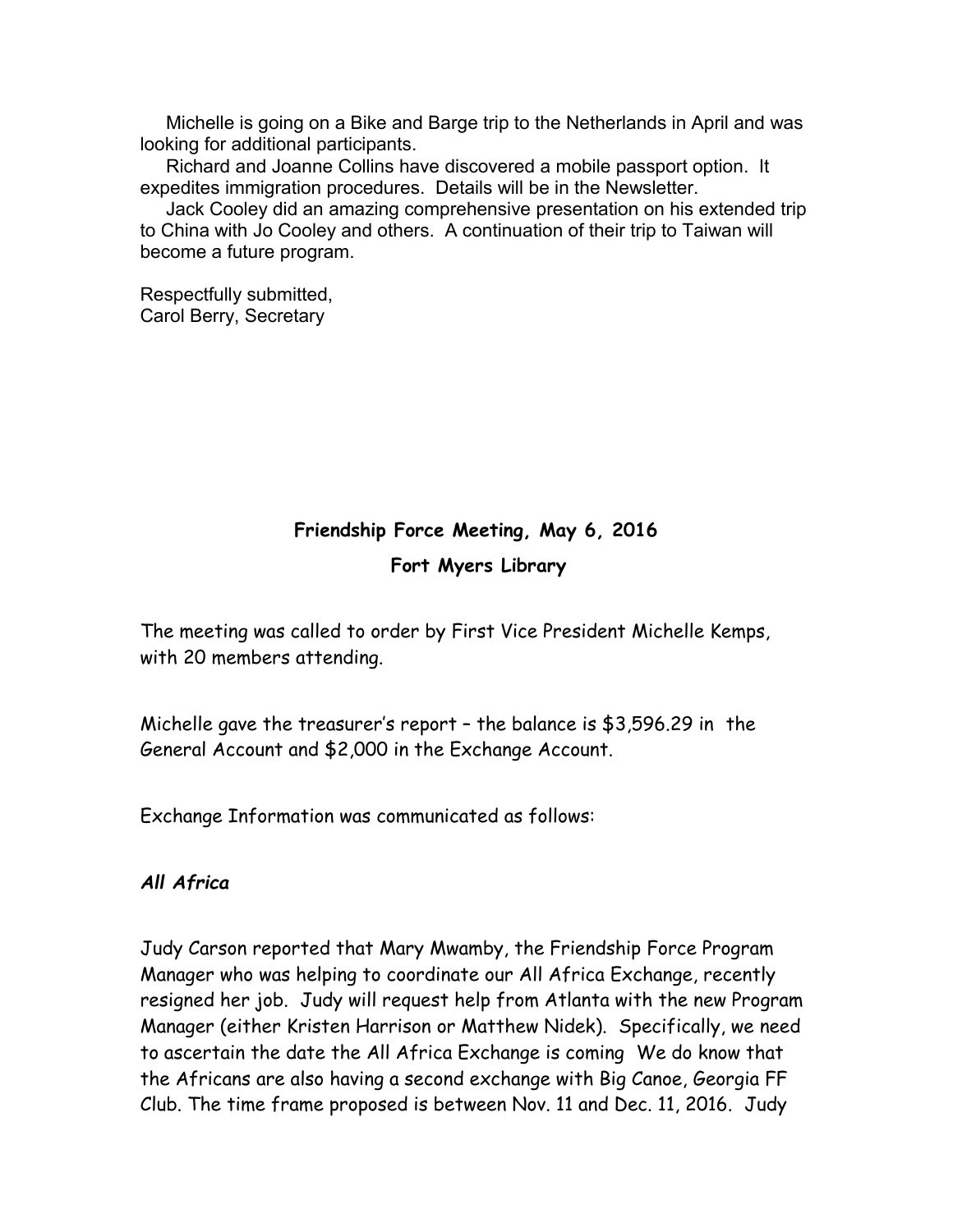Michelle is going on a Bike and Barge trip to the Netherlands in April and was looking for additional participants.

Richard and Joanne Collins have discovered a mobile passport option. It expedites immigration procedures. Details will be in the Newsletter.

Jack Cooley did an amazing comprehensive presentation on his extended trip to China with Jo Cooley and others. A continuation of their trip to Taiwan will become a future program.

Respectfully submitted,
Carol Berry, Secretary

## Friendship Force Meeting, May 6, 2016

### Fort Myers Library

The meeting was called to order by First Vice President Michelle Kemps, with 20 members attending.

Michelle gave the treasurer's report – the balance is $3,596.29 in the General Account and $2,000 in the Exchange Account.

Exchange Information was communicated as follows:

***All Africa***

Judy Carson reported that Mary Mwamby, the Friendship Force Program Manager who was helping to coordinate our All Africa Exchange, recently resigned her job. Judy will request help from Atlanta with the new Program Manager (either Kristen Harrison or Matthew Nidek). Specifically, we need to ascertain the date the All Africa Exchange is coming We do know that the Africans are also having a second exchange with Big Canoe, Georgia FF Club. The time frame proposed is between Nov. 11 and Dec. 11, 2016. Judy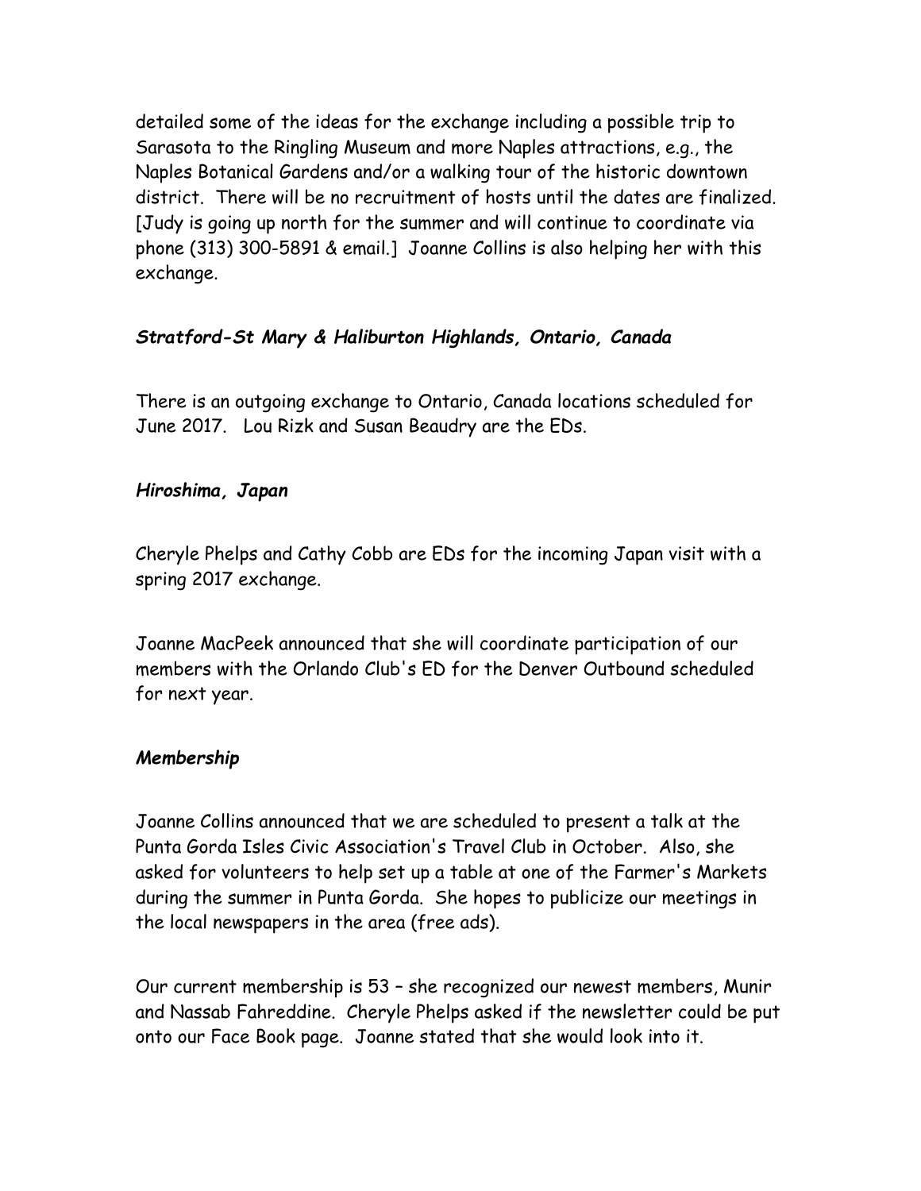detailed some of the ideas for the exchange including a possible trip to Sarasota to the Ringling Museum and more Naples attractions, e.g., the Naples Botanical Gardens and/or a walking tour of the historic downtown district. There will be no recruitment of hosts until the dates are finalized. [Judy is going up north for the summer and will continue to coordinate via phone (313) 300-5891 & email.] Joanne Collins is also helping her with this exchange.

***Stratford-St Mary & Haliburton Highlands, Ontario, Canada***

There is an outgoing exchange to Ontario, Canada locations scheduled for June 2017. Lou Rizk and Susan Beaudry are the EDs.

***Hiroshima, Japan***

Cheryle Phelps and Cathy Cobb are EDs for the incoming Japan visit with a spring 2017 exchange.

Joanne MacPeek announced that she will coordinate participation of our members with the Orlando Club's ED for the Denver Outbound scheduled for next year.

***Membership***

Joanne Collins announced that we are scheduled to present a talk at the Punta Gorda Isles Civic Association's Travel Club in October. Also, she asked for volunteers to help set up a table at one of the Farmer's Markets during the summer in Punta Gorda. She hopes to publicize our meetings in the local newspapers in the area (free ads).

Our current membership is 53 – she recognized our newest members, Munir and Nassab Fahreddine. Cheryle Phelps asked if the newsletter could be put onto our Face Book page. Joanne stated that she would look into it.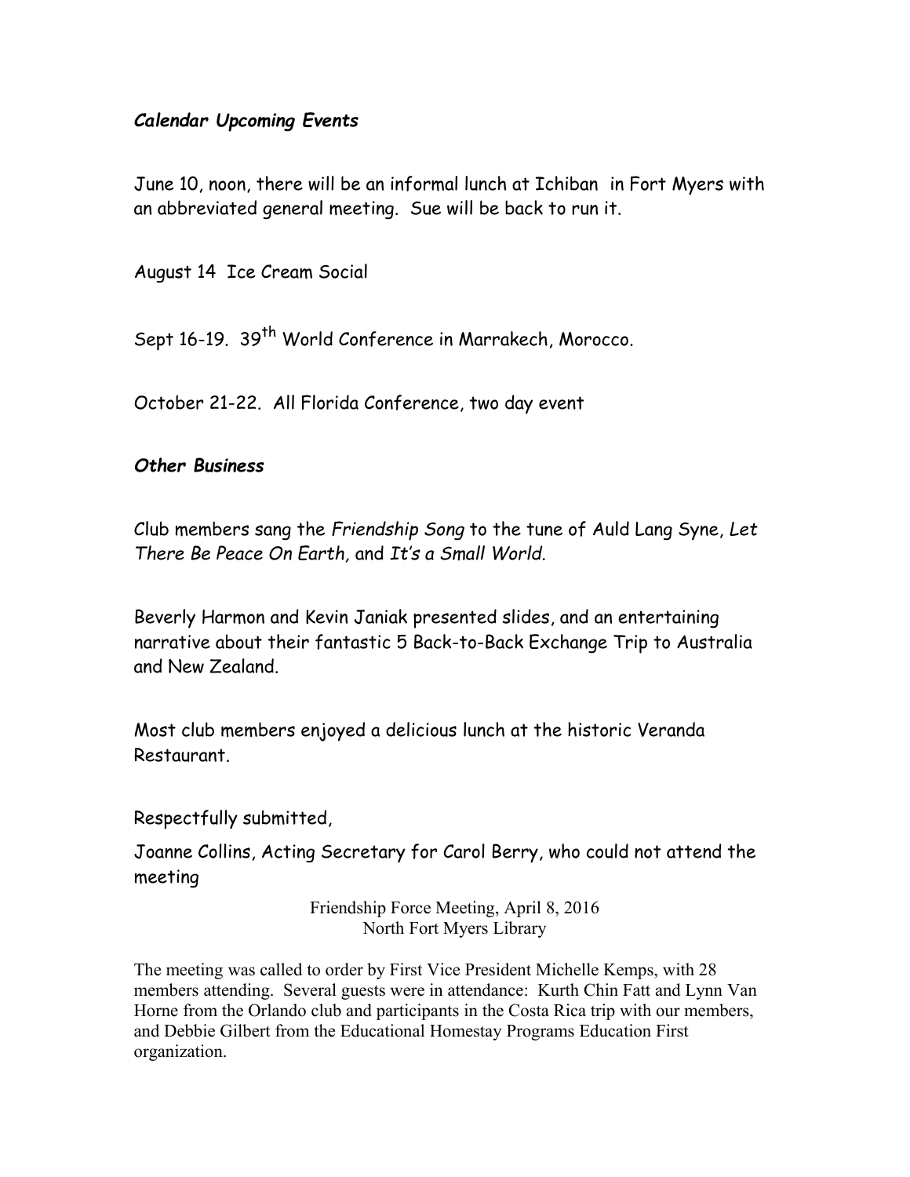### *Calendar Upcoming Events*

June 10, noon, there will be an informal lunch at Ichiban in Fort Myers with an abbreviated general meeting. Sue will be back to run it.

August 14 Ice Cream Social

Sept 16-19. 39th World Conference in Marrakech, Morocco.

October 21-22. All Florida Conference, two day event

### *Other Business*

Club members sang the *Friendship Song* to the tune of Auld Lang Syne, *Let There Be Peace On Earth*, and *It's a Small World*.

Beverly Harmon and Kevin Janiak presented slides, and an entertaining narrative about their fantastic 5 Back-to-Back Exchange Trip to Australia and New Zealand.

Most club members enjoyed a delicious lunch at the historic Veranda Restaurant.

Respectfully submitted,

Joanne Collins, Acting Secretary for Carol Berry, who could not attend the meeting

Friendship Force Meeting, April 8, 2016
North Fort Myers Library

The meeting was called to order by First Vice President Michelle Kemps, with 28 members attending. Several guests were in attendance: Kurth Chin Fatt and Lynn Van Horne from the Orlando club and participants in the Costa Rica trip with our members, and Debbie Gilbert from the Educational Homestay Programs Education First organization.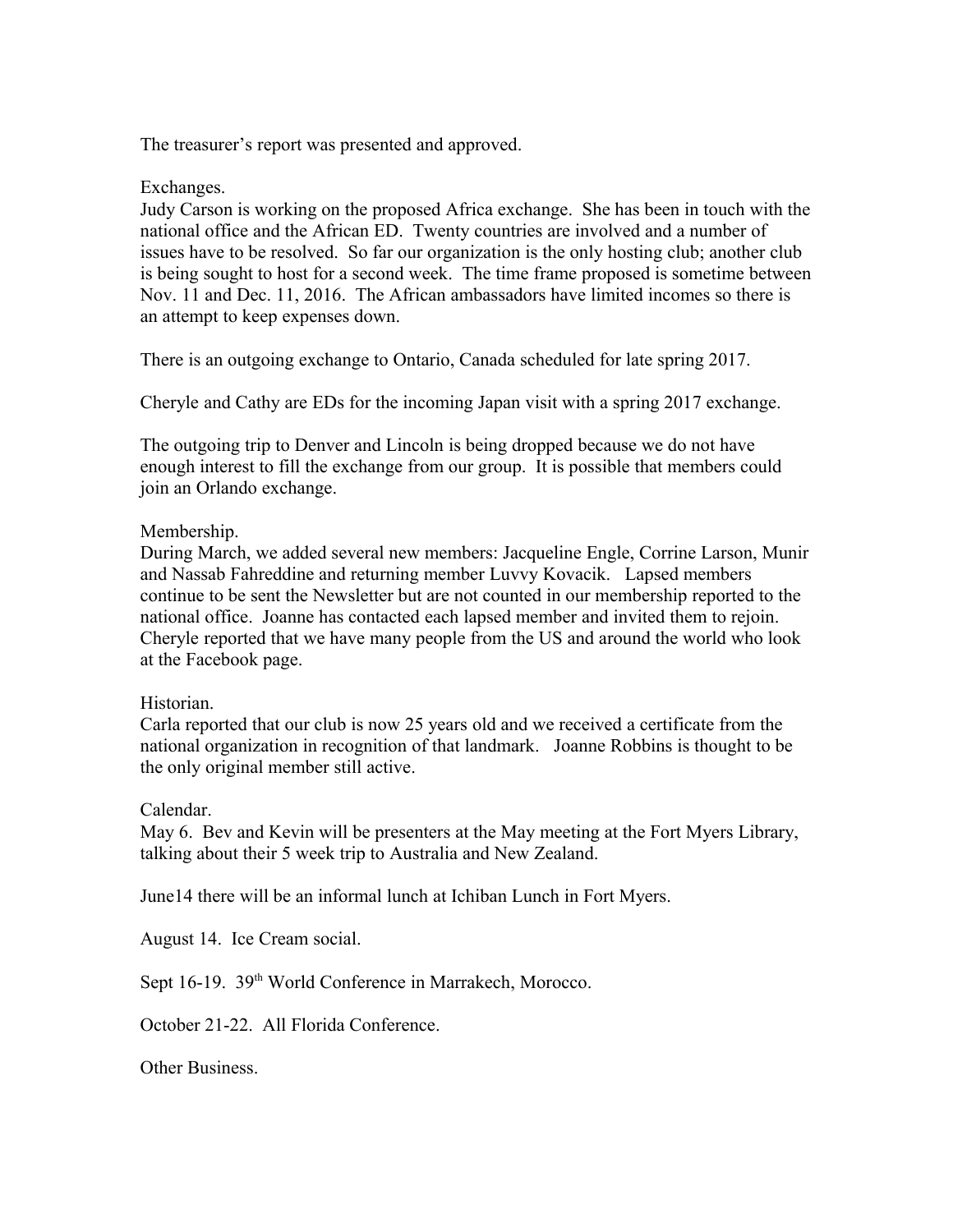The treasurer's report was presented and approved.

Exchanges.
Judy Carson is working on the proposed Africa exchange. She has been in touch with the national office and the African ED. Twenty countries are involved and a number of issues have to be resolved. So far our organization is the only hosting club; another club is being sought to host for a second week. The time frame proposed is sometime between Nov. 11 and Dec. 11, 2016. The African ambassadors have limited incomes so there is an attempt to keep expenses down.

There is an outgoing exchange to Ontario, Canada scheduled for late spring 2017.

Cheryle and Cathy are EDs for the incoming Japan visit with a spring 2017 exchange.

The outgoing trip to Denver and Lincoln is being dropped because we do not have enough interest to fill the exchange from our group. It is possible that members could join an Orlando exchange.

Membership.
During March, we added several new members: Jacqueline Engle, Corrine Larson, Munir and Nassab Fahreddine and returning member Luvvy Kovacik. Lapsed members continue to be sent the Newsletter but are not counted in our membership reported to the national office. Joanne has contacted each lapsed member and invited them to rejoin. Cheryle reported that we have many people from the US and around the world who look at the Facebook page.

Historian.
Carla reported that our club is now 25 years old and we received a certificate from the national organization in recognition of that landmark. Joanne Robbins is thought to be the only original member still active.

Calendar.
May 6. Bev and Kevin will be presenters at the May meeting at the Fort Myers Library, talking about their 5 week trip to Australia and New Zealand.

June14 there will be an informal lunch at Ichiban Lunch in Fort Myers.

August 14. Ice Cream social.

Sept 16-19. 39th World Conference in Marrakech, Morocco.

October 21-22. All Florida Conference.

Other Business.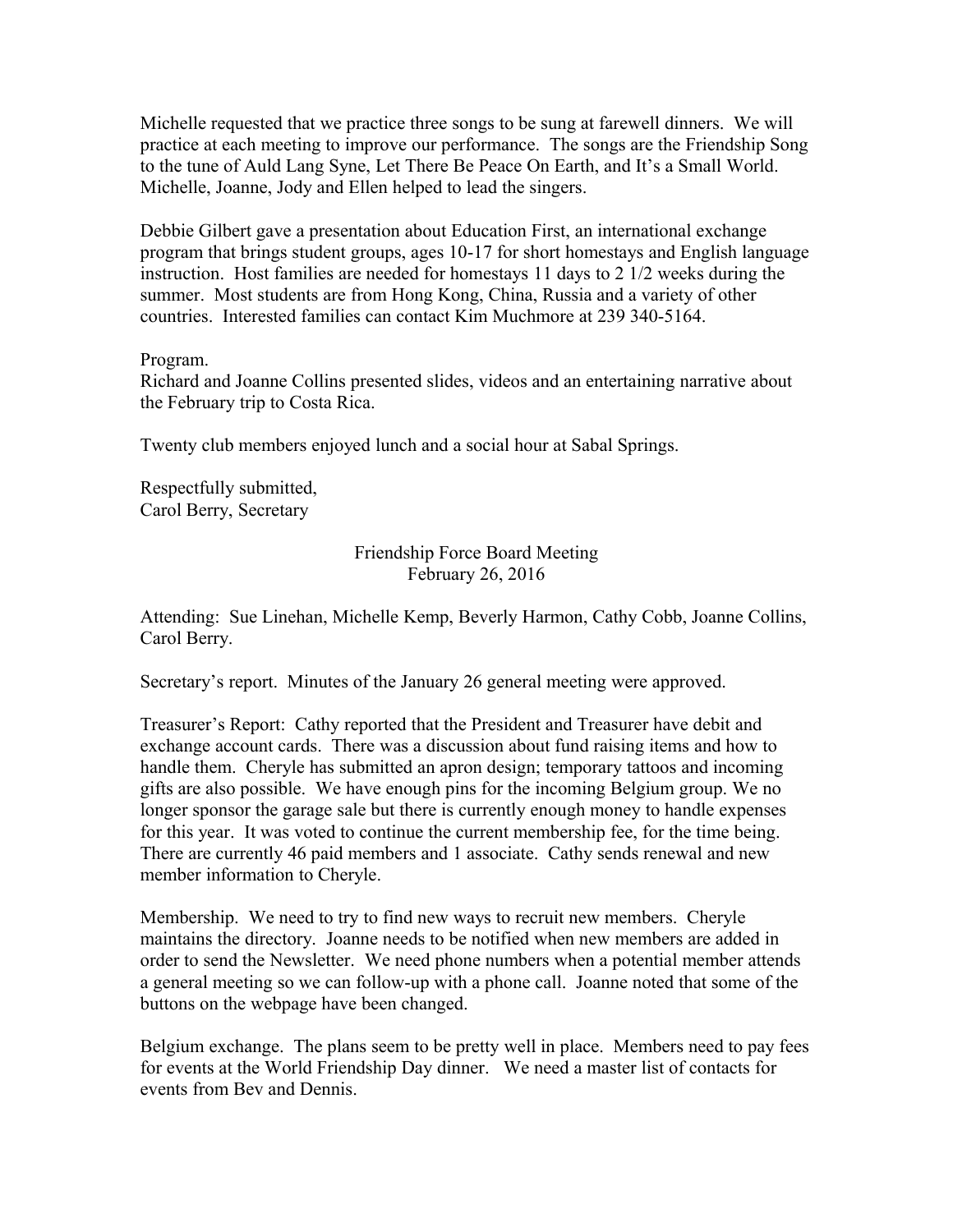Michelle requested that we practice three songs to be sung at farewell dinners. We will practice at each meeting to improve our performance. The songs are the Friendship Song to the tune of Auld Lang Syne, Let There Be Peace On Earth, and It's a Small World. Michelle, Joanne, Jody and Ellen helped to lead the singers.

Debbie Gilbert gave a presentation about Education First, an international exchange program that brings student groups, ages 10-17 for short homestays and English language instruction. Host families are needed for homestays 11 days to 2 1/2 weeks during the summer. Most students are from Hong Kong, China, Russia and a variety of other countries. Interested families can contact Kim Muchmore at 239 340-5164.

Program.
Richard and Joanne Collins presented slides, videos and an entertaining narrative about the February trip to Costa Rica.

Twenty club members enjoyed lunch and a social hour at Sabal Springs.

Respectfully submitted,
Carol Berry, Secretary

## Friendship Force Board Meeting
## February 26, 2016

Attending: Sue Linehan, Michelle Kemp, Beverly Harmon, Cathy Cobb, Joanne Collins, Carol Berry.

Secretary's report. Minutes of the January 26 general meeting were approved.

Treasurer's Report: Cathy reported that the President and Treasurer have debit and exchange account cards. There was a discussion about fund raising items and how to handle them. Cheryle has submitted an apron design; temporary tattoos and incoming gifts are also possible. We have enough pins for the incoming Belgium group. We no longer sponsor the garage sale but there is currently enough money to handle expenses for this year. It was voted to continue the current membership fee, for the time being. There are currently 46 paid members and 1 associate. Cathy sends renewal and new member information to Cheryle.

Membership. We need to try to find new ways to recruit new members. Cheryle maintains the directory. Joanne needs to be notified when new members are added in order to send the Newsletter. We need phone numbers when a potential member attends a general meeting so we can follow-up with a phone call. Joanne noted that some of the buttons on the webpage have been changed.

Belgium exchange. The plans seem to be pretty well in place. Members need to pay fees for events at the World Friendship Day dinner. We need a master list of contacts for events from Bev and Dennis.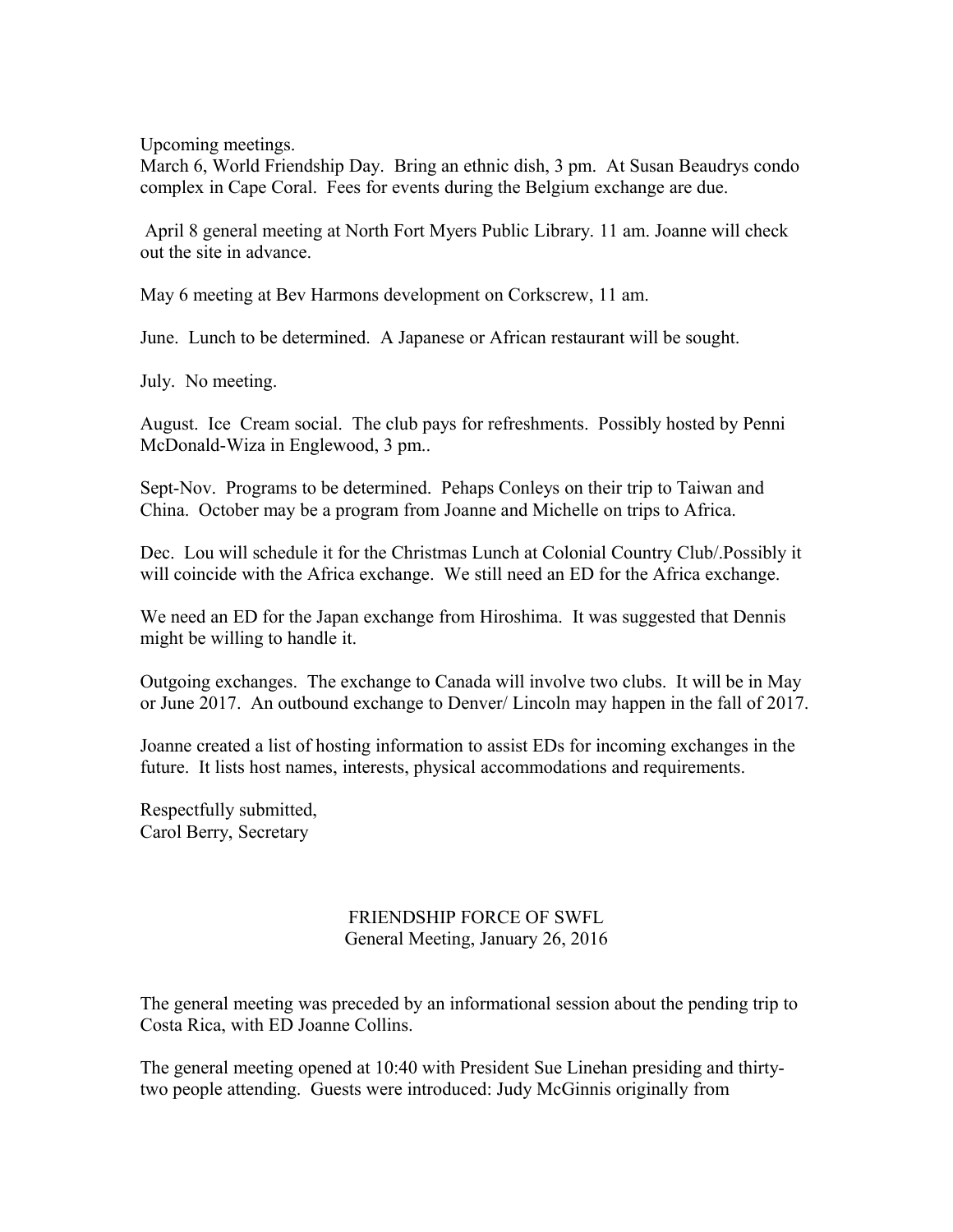Upcoming meetings.

March 6, World Friendship Day. Bring an ethnic dish, 3 pm. At Susan Beaudrys condo complex in Cape Coral. Fees for events during the Belgium exchange are due.

April 8 general meeting at North Fort Myers Public Library. 11 am. Joanne will check out the site in advance.

May 6 meeting at Bev Harmons development on Corkscrew, 11 am.

June. Lunch to be determined. A Japanese or African restaurant will be sought.

July. No meeting.

August. Ice Cream social. The club pays for refreshments. Possibly hosted by Penni McDonald-Wiza in Englewood, 3 pm..

Sept-Nov. Programs to be determined. Pehaps Conleys on their trip to Taiwan and China. October may be a program from Joanne and Michelle on trips to Africa.

Dec. Lou will schedule it for the Christmas Lunch at Colonial Country Club/.Possibly it will coincide with the Africa exchange. We still need an ED for the Africa exchange.

We need an ED for the Japan exchange from Hiroshima. It was suggested that Dennis might be willing to handle it.

Outgoing exchanges. The exchange to Canada will involve two clubs. It will be in May or June 2017. An outbound exchange to Denver/ Lincoln may happen in the fall of 2017.

Joanne created a list of hosting information to assist EDs for incoming exchanges in the future. It lists host names, interests, physical accommodations and requirements.

Respectfully submitted,
Carol Berry, Secretary

## FRIENDSHIP FORCE OF SWFL
General Meeting, January 26, 2016

The general meeting was preceded by an informational session about the pending trip to Costa Rica, with ED Joanne Collins.

The general meeting opened at 10:40 with President Sue Linehan presiding and thirty-two people attending. Guests were introduced: Judy McGinnis originally from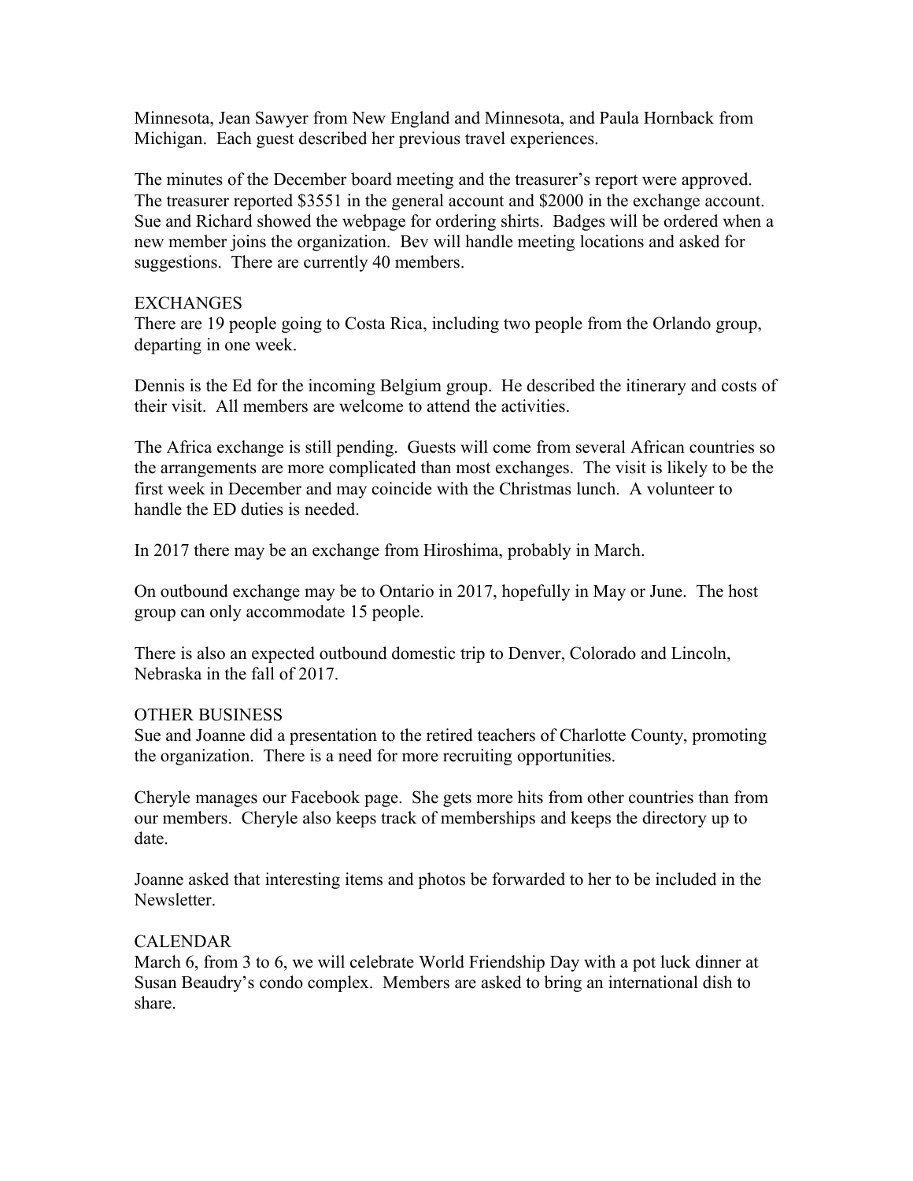Minnesota, Jean Sawyer from New England and Minnesota, and Paula Hornback from Michigan. Each guest described her previous travel experiences.

The minutes of the December board meeting and the treasurer's report were approved. The treasurer reported $3551 in the general account and $2000 in the exchange account. Sue and Richard showed the webpage for ordering shirts. Badges will be ordered when a new member joins the organization. Bev will handle meeting locations and asked for suggestions. There are currently 40 members.

EXCHANGES

There are 19 people going to Costa Rica, including two people from the Orlando group, departing in one week.

Dennis is the Ed for the incoming Belgium group. He described the itinerary and costs of their visit. All members are welcome to attend the activities.

The Africa exchange is still pending. Guests will come from several African countries so the arrangements are more complicated than most exchanges. The visit is likely to be the first week in December and may coincide with the Christmas lunch. A volunteer to handle the ED duties is needed.

In 2017 there may be an exchange from Hiroshima, probably in March.

On outbound exchange may be to Ontario in 2017, hopefully in May or June. The host group can only accommodate 15 people.

There is also an expected outbound domestic trip to Denver, Colorado and Lincoln, Nebraska in the fall of 2017.

OTHER BUSINESS

Sue and Joanne did a presentation to the retired teachers of Charlotte County, promoting the organization. There is a need for more recruiting opportunities.

Cheryle manages our Facebook page. She gets more hits from other countries than from our members. Cheryle also keeps track of memberships and keeps the directory up to date.

Joanne asked that interesting items and photos be forwarded to her to be included in the Newsletter.

CALENDAR

March 6, from 3 to 6, we will celebrate World Friendship Day with a pot luck dinner at Susan Beaudry's condo complex. Members are asked to bring an international dish to share.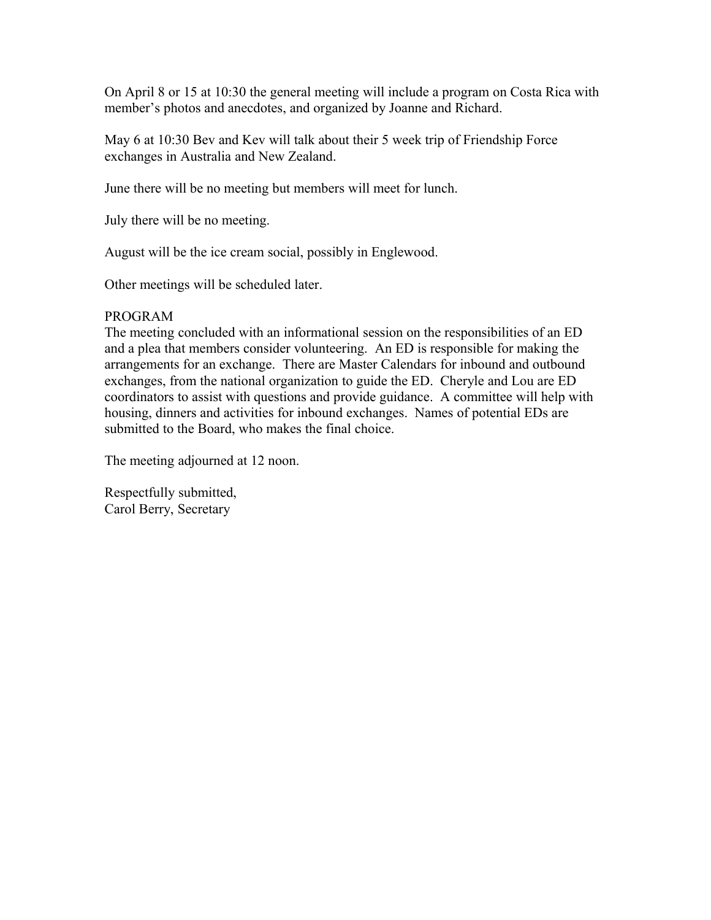On April 8 or 15 at 10:30 the general meeting will include a program on Costa Rica with member's photos and anecdotes, and organized by Joanne and Richard.

May 6 at 10:30 Bev and Kev will talk about their 5 week trip of Friendship Force exchanges in Australia and New Zealand.

June there will be no meeting but members will meet for lunch.

July there will be no meeting.

August will be the ice cream social, possibly in Englewood.

Other meetings will be scheduled later.

PROGRAM

The meeting concluded with an informational session on the responsibilities of an ED and a plea that members consider volunteering. An ED is responsible for making the arrangements for an exchange. There are Master Calendars for inbound and outbound exchanges, from the national organization to guide the ED. Cheryle and Lou are ED coordinators to assist with questions and provide guidance. A committee will help with housing, dinners and activities for inbound exchanges. Names of potential EDs are submitted to the Board, who makes the final choice.

The meeting adjourned at 12 noon.

Respectfully submitted,
Carol Berry, Secretary